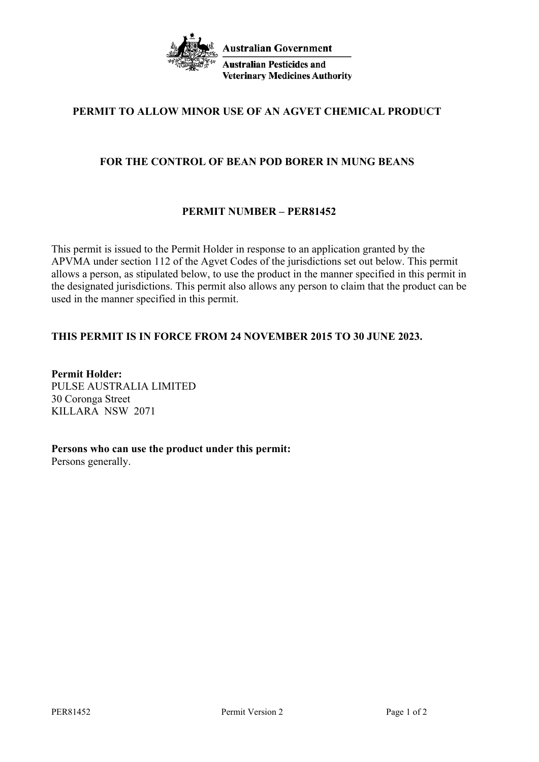**Australian Government**

**Australian Pesticides and Veterinary Medicines Authority**

# PERMIT TO ALLOW MINOR USE OF AN AGVET CHEMICAL PRODUCT

## FOR THE CONTROL OF BEAN POD BORER IN MUNG BEANS

## PERMIT NUMBER – PER81452

This permit is issued to the Permit Holder in response to an application granted by the APVMA under section 112 of the Agvet Codes of the jurisdictions set out below. This permit allows a person, as stipulated below, to use the product in the manner specified in this permit in the designated jurisdictions. This permit also allows any person to claim that the product can be used in the manner specified in this permit.

**THIS PERMIT IS IN FORCE FROM 24 NOVEMBER 2015 TO 30 JUNE 2023.**

**Permit Holder:**
PULSE AUSTRALIA LIMITED
30 Coronga Street
KILLARA NSW 2071

**Persons who can use the product under this permit:**
Persons generally.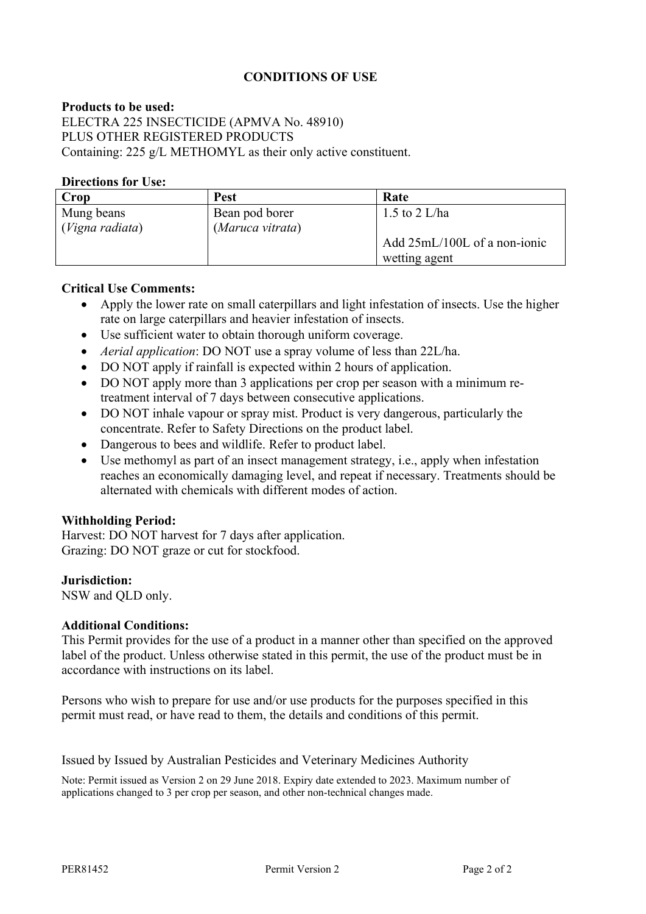## CONDITIONS OF USE

**Products to be used:**
ELECTRA 225 INSECTICIDE (APMVA No. 48910)
PLUS OTHER REGISTERED PRODUCTS
Containing: 225 g/L METHOMYL as their only active constituent.

**Directions for Use:**

| Crop | Pest | Rate |
|---|---|---|
| Mung beans (*Vigna radiata*) | Bean pod borer (*Maruca vitrata*) | 1.5 to 2 L/ha<br><br>Add 25mL/100L of a non-ionic wetting agent |

**Critical Use Comments:**

- Apply the lower rate on small caterpillars and light infestation of insects. Use the higher rate on large caterpillars and heavier infestation of insects.
- Use sufficient water to obtain thorough uniform coverage.
- *Aerial application*: DO NOT use a spray volume of less than 22L/ha.
- DO NOT apply if rainfall is expected within 2 hours of application.
- DO NOT apply more than 3 applications per crop per season with a minimum re-treatment interval of 7 days between consecutive applications.
- DO NOT inhale vapour or spray mist. Product is very dangerous, particularly the concentrate. Refer to Safety Directions on the product label.
- Dangerous to bees and wildlife. Refer to product label.
- Use methomyl as part of an insect management strategy, i.e., apply when infestation reaches an economically damaging level, and repeat if necessary. Treatments should be alternated with chemicals with different modes of action.

**Withholding Period:**
Harvest: DO NOT harvest for 7 days after application.
Grazing: DO NOT graze or cut for stockfood.

**Jurisdiction:**
NSW and QLD only.

**Additional Conditions:**
This Permit provides for the use of a product in a manner other than specified on the approved label of the product. Unless otherwise stated in this permit, the use of the product must be in accordance with instructions on its label.

Persons who wish to prepare for use and/or use products for the purposes specified in this permit must read, or have read to them, the details and conditions of this permit.

Issued by Issued by Australian Pesticides and Veterinary Medicines Authority

Note: Permit issued as Version 2 on 29 June 2018. Expiry date extended to 2023. Maximum number of applications changed to 3 per crop per season, and other non-technical changes made.